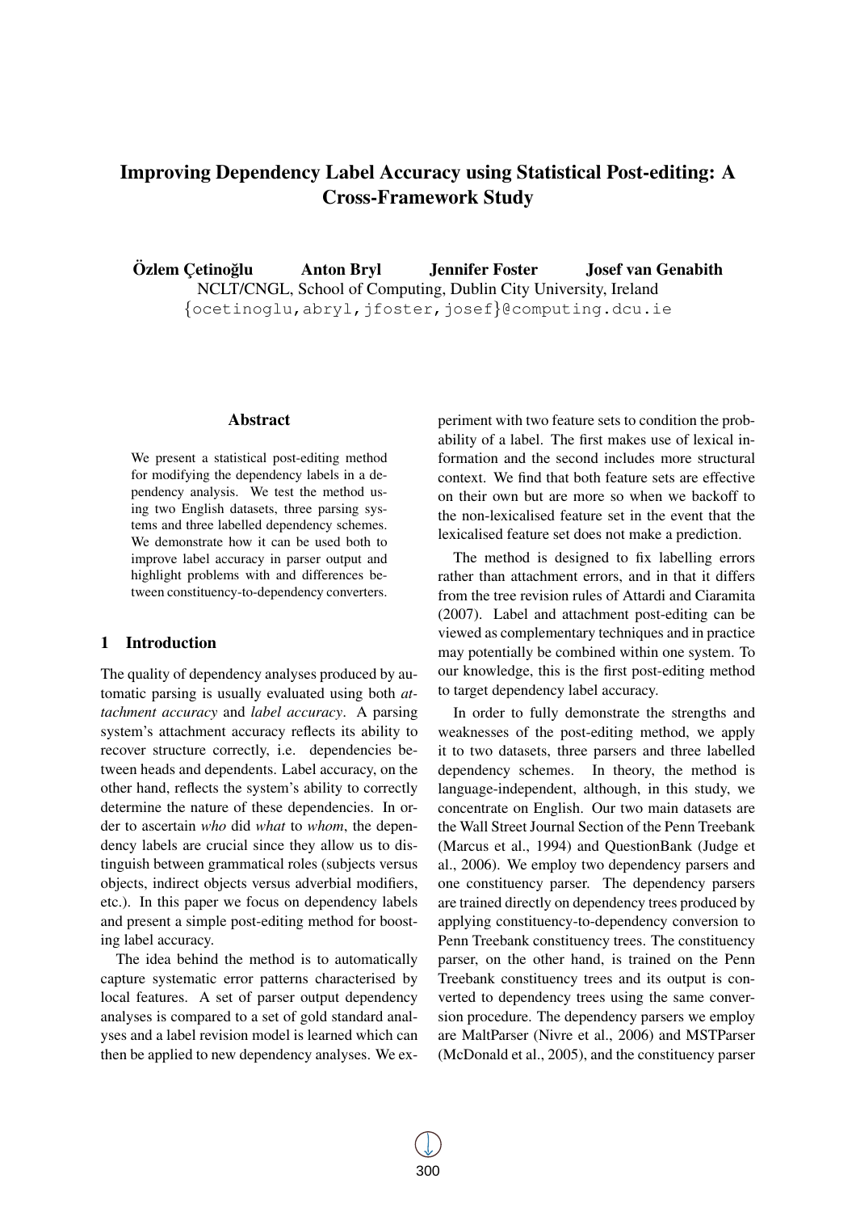# Improving Dependency Label Accuracy using Statistical Post-editing: A Cross-Framework Study

**Özlem Çetinoğlu** **Anton Bryl** **Jennifer Foster** **Josef van Genabith**

NCLT/CNGL, School of Computing, Dublin City University, Ireland

{ocetinoglu,abryl,jfoster,josef}@computing.dcu.ie

## Abstract

We present a statistical post-editing method for modifying the dependency labels in a dependency analysis. We test the method using two English datasets, three parsing systems and three labelled dependency schemes. We demonstrate how it can be used both to improve label accuracy in parser output and highlight problems with and differences between constituency-to-dependency converters.

## 1 Introduction

The quality of dependency analyses produced by automatic parsing is usually evaluated using both *attachment accuracy* and *label accuracy*. A parsing system's attachment accuracy reflects its ability to recover structure correctly, i.e. dependencies between heads and dependents. Label accuracy, on the other hand, reflects the system's ability to correctly determine the nature of these dependencies. In order to ascertain *who* did *what* to *whom*, the dependency labels are crucial since they allow us to distinguish between grammatical roles (subjects versus objects, indirect objects versus adverbial modifiers, etc.). In this paper we focus on dependency labels and present a simple post-editing method for boosting label accuracy.

The idea behind the method is to automatically capture systematic error patterns characterised by local features. A set of parser output dependency analyses is compared to a set of gold standard analyses and a label revision model is learned which can then be applied to new dependency analyses. We experiment with two feature sets to condition the probability of a label. The first makes use of lexical information and the second includes more structural context. We find that both feature sets are effective on their own but are more so when we backoff to the non-lexicalised feature set in the event that the lexicalised feature set does not make a prediction.

The method is designed to fix labelling errors rather than attachment errors, and in that it differs from the tree revision rules of Attardi and Ciaramita (2007). Label and attachment post-editing can be viewed as complementary techniques and in practice may potentially be combined within one system. To our knowledge, this is the first post-editing method to target dependency label accuracy.

In order to fully demonstrate the strengths and weaknesses of the post-editing method, we apply it to two datasets, three parsers and three labelled dependency schemes. In theory, the method is language-independent, although, in this study, we concentrate on English. Our two main datasets are the Wall Street Journal Section of the Penn Treebank (Marcus et al., 1994) and QuestionBank (Judge et al., 2006). We employ two dependency parsers and one constituency parser. The dependency parsers are trained directly on dependency trees produced by applying constituency-to-dependency conversion to Penn Treebank constituency trees. The constituency parser, on the other hand, is trained on the Penn Treebank constituency trees and its output is converted to dependency trees using the same conversion procedure. The dependency parsers we employ are MaltParser (Nivre et al., 2006) and MSTParser (McDonald et al., 2005), and the constituency parser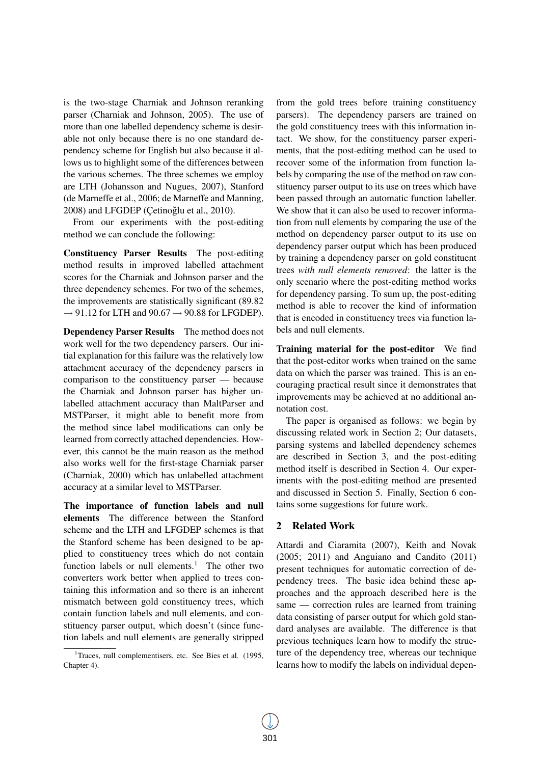is the two-stage Charniak and Johnson reranking parser (Charniak and Johnson, 2005). The use of more than one labelled dependency scheme is desirable not only because there is no one standard dependency scheme for English but also because it allows us to highlight some of the differences between the various schemes. The three schemes we employ are LTH (Johansson and Nugues, 2007), Stanford (de Marneffe et al., 2006; de Marneffe and Manning, 2008) and LFGDEP (Çetinoğlu et al., 2010).

From our experiments with the post-editing method we can conclude the following:

**Constituency Parser Results** The post-editing method results in improved labelled attachment scores for the Charniak and Johnson parser and the three dependency schemes. For two of the schemes, the improvements are statistically significant (89.82 $\rightarrow$ 91.12 for LTH and 90.67 $\rightarrow$ 90.88 for LFGDEP).

**Dependency Parser Results** The method does not work well for the two dependency parsers. Our initial explanation for this failure was the relatively low attachment accuracy of the dependency parsers in comparison to the constituency parser — because the Charniak and Johnson parser has higher unlabelled attachment accuracy than MaltParser and MSTParser, it might able to benefit more from the method since label modifications can only be learned from correctly attached dependencies. However, this cannot be the main reason as the method also works well for the first-stage Charniak parser (Charniak, 2000) which has unlabelled attachment accuracy at a similar level to MSTParser.

**The importance of function labels and null elements** The difference between the Stanford scheme and the LTH and LFGDEP schemes is that the Stanford scheme has been designed to be applied to constituency trees which do not contain function labels or null elements.[1] The other two converters work better when applied to trees containing this information and so there is an inherent mismatch between gold constituency trees, which contain function labels and null elements, and constituency parser output, which doesn't (since function labels and null elements are generally stripped from the gold trees before training constituency parsers). The dependency parsers are trained on the gold constituency trees with this information intact. We show, for the constituency parser experiments, that the post-editing method can be used to recover some of the information from function labels by comparing the use of the method on raw constituency parser output to its use on trees which have been passed through an automatic function labeller. We show that it can also be used to recover information from null elements by comparing the use of the method on dependency parser output to its use on dependency parser output which has been produced by training a dependency parser on gold constituent trees *with null elements removed*: the latter is the only scenario where the post-editing method works for dependency parsing. To sum up, the post-editing method is able to recover the kind of information that is encoded in constituency trees via function labels and null elements.

**Training material for the post-editor** We find that the post-editor works when trained on the same data on which the parser was trained. This is an encouraging practical result since it demonstrates that improvements may be achieved at no additional annotation cost.

The paper is organised as follows: we begin by discussing related work in Section 2; Our datasets, parsing systems and labelled dependency schemes are described in Section 3, and the post-editing method itself is described in Section 4. Our experiments with the post-editing method are presented and discussed in Section 5. Finally, Section 6 contains some suggestions for future work.

## 2 Related Work

Attardi and Ciaramita (2007), Keith and Novak (2005; 2011) and Anguiano and Candito (2011) present techniques for automatic correction of dependency trees. The basic idea behind these approaches and the approach described here is the same — correction rules are learned from training data consisting of parser output for which gold standard analyses are available. The difference is that previous techniques learn how to modify the structure of the dependency tree, whereas our technique learns how to modify the labels on individual depen-

[1] Traces, null complementisers, etc. See Bies et al. (1995, Chapter 4).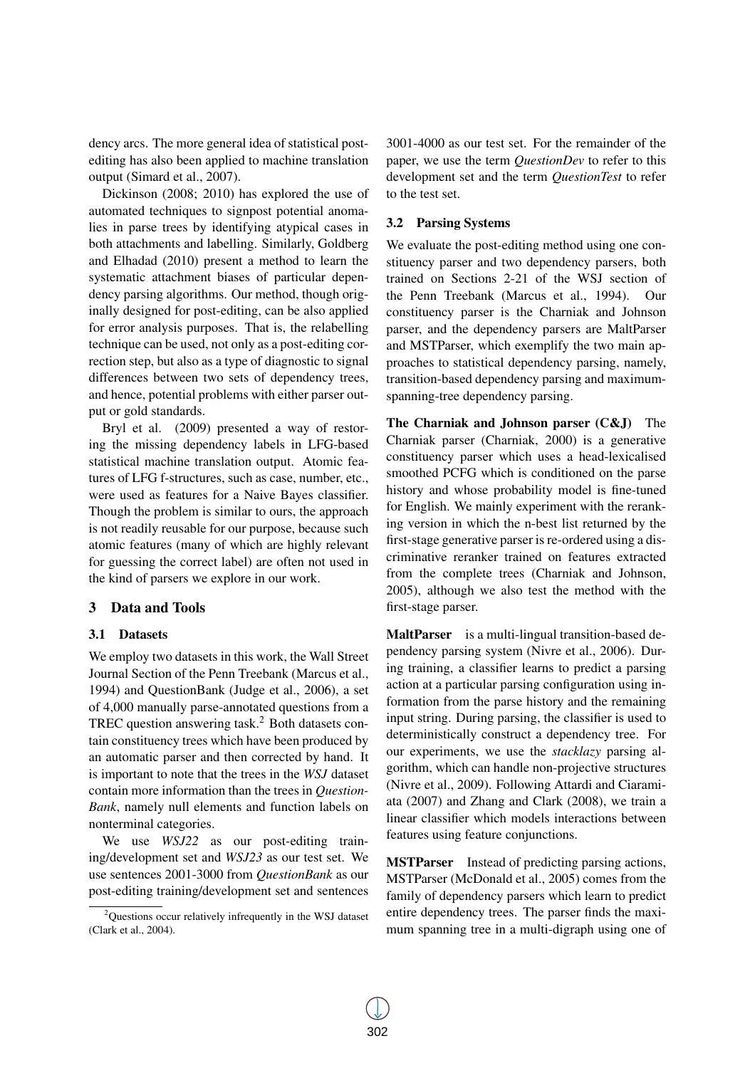dency arcs. The more general idea of statistical post-editing has also been applied to machine translation output (Simard et al., 2007).

Dickinson (2008; 2010) has explored the use of automated techniques to signpost potential anomalies in parse trees by identifying atypical cases in both attachments and labelling. Similarly, Goldberg and Elhadad (2010) present a method to learn the systematic attachment biases of particular dependency parsing algorithms. Our method, though originally designed for post-editing, can be also applied for error analysis purposes. That is, the relabelling technique can be used, not only as a post-editing correction step, but also as a type of diagnostic to signal differences between two sets of dependency trees, and hence, potential problems with either parser output or gold standards.

Bryl et al. (2009) presented a way of restoring the missing dependency labels in LFG-based statistical machine translation output. Atomic features of LFG f-structures, such as case, number, etc., were used as features for a Naive Bayes classifier. Though the problem is similar to ours, the approach is not readily reusable for our purpose, because such atomic features (many of which are highly relevant for guessing the correct label) are often not used in the kind of parsers we explore in our work.

## 3 Data and Tools

### 3.1 Datasets

We employ two datasets in this work, the Wall Street Journal Section of the Penn Treebank (Marcus et al., 1994) and QuestionBank (Judge et al., 2006), a set of 4,000 manually parse-annotated questions from a TREC question answering task.[2] Both datasets contain constituency trees which have been produced by an automatic parser and then corrected by hand. It is important to note that the trees in the *WSJ* dataset contain more information than the trees in *QuestionBank*, namely null elements and function labels on nonterminal categories.

We use *WSJ22* as our post-editing training/development set and *WSJ23* as our test set. We use sentences 2001-3000 from *QuestionBank* as our post-editing training/development set and sentences 3001-4000 as our test set. For the remainder of the paper, we use the term *QuestionDev* to refer to this development set and the term *QuestionTest* to refer to the test set.

[2] Questions occur relatively infrequently in the WSJ dataset (Clark et al., 2004).

### 3.2 Parsing Systems

We evaluate the post-editing method using one constituency parser and two dependency parsers, both trained on Sections 2-21 of the WSJ section of the Penn Treebank (Marcus et al., 1994). Our constituency parser is the Charniak and Johnson parser, and the dependency parsers are MaltParser and MSTParser, which exemplify the two main approaches to statistical dependency parsing, namely, transition-based dependency parsing and maximum-spanning-tree dependency parsing.

**The Charniak and Johnson parser (C&J)** The Charniak parser (Charniak, 2000) is a generative constituency parser which uses a head-lexicalised smoothed PCFG which is conditioned on the parse history and whose probability model is fine-tuned for English. We mainly experiment with the reranking version in which the n-best list returned by the first-stage generative parser is re-ordered using a discriminative reranker trained on features extracted from the complete trees (Charniak and Johnson, 2005), although we also test the method with the first-stage parser.

**MaltParser** is a multi-lingual transition-based dependency parsing system (Nivre et al., 2006). During training, a classifier learns to predict a parsing action at a particular parsing configuration using information from the parse history and the remaining input string. During parsing, the classifier is used to deterministically construct a dependency tree. For our experiments, we use the *stacklazy* parsing algorithm, which can handle non-projective structures (Nivre et al., 2009). Following Attardi and Ciaramiata (2007) and Zhang and Clark (2008), we train a linear classifier which models interactions between features using feature conjunctions.

**MSTParser** Instead of predicting parsing actions, MSTParser (McDonald et al., 2005) comes from the family of dependency parsers which learn to predict entire dependency trees. The parser finds the maximum spanning tree in a multi-digraph using one of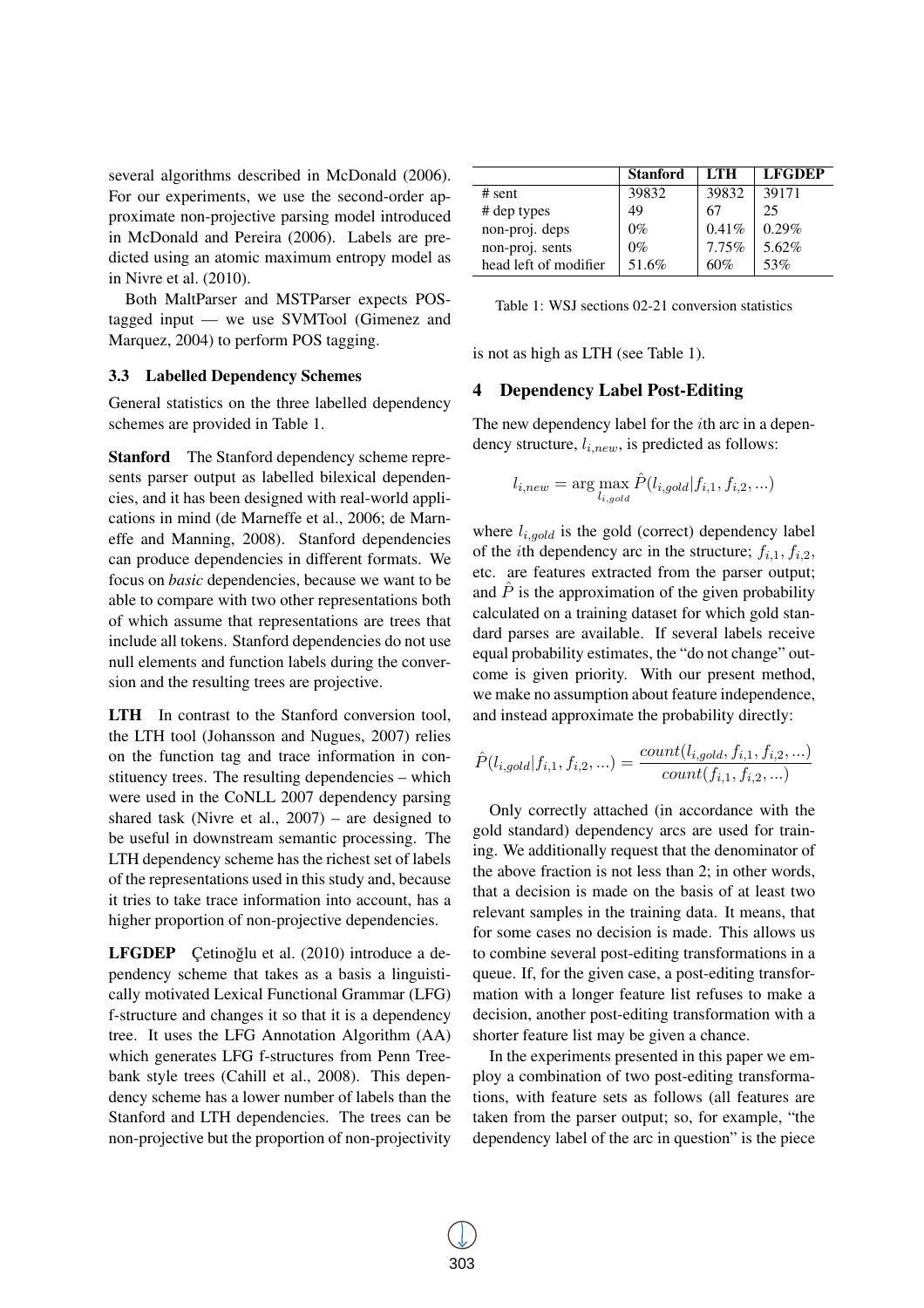several algorithms described in McDonald (2006). For our experiments, we use the second-order approximate non-projective parsing model introduced in McDonald and Pereira (2006). Labels are predicted using an atomic maximum entropy model as in Nivre et al. (2010).

Both MaltParser and MSTParser expects POS-tagged input — we use SVMTool (Gimenez and Marquez, 2004) to perform POS tagging.

### 3.3 Labelled Dependency Schemes

General statistics on the three labelled dependency schemes are provided in Table 1.

**Stanford** The Stanford dependency scheme represents parser output as labelled bilexical dependencies, and it has been designed with real-world applications in mind (de Marneffe et al., 2006; de Marneffe and Manning, 2008). Stanford dependencies can produce dependencies in different formats. We focus on *basic* dependencies, because we want to be able to compare with two other representations both of which assume that representations are trees that include all tokens. Stanford dependencies do not use null elements and function labels during the conversion and the resulting trees are projective.

**LTH** In contrast to the Stanford conversion tool, the LTH tool (Johansson and Nugues, 2007) relies on the function tag and trace information in constituency trees. The resulting dependencies – which were used in the CoNLL 2007 dependency parsing shared task (Nivre et al., 2007) – are designed to be useful in downstream semantic processing. The LTH dependency scheme has the richest set of labels of the representations used in this study and, because it tries to take trace information into account, has a higher proportion of non-projective dependencies.

**LFGDEP** Çetinoğlu et al. (2010) introduce a dependency scheme that takes as a basis a linguistically motivated Lexical Functional Grammar (LFG) f-structure and changes it so that it is a dependency tree. It uses the LFG Annotation Algorithm (AA) which generates LFG f-structures from Penn Treebank style trees (Cahill et al., 2008). This dependency scheme has a lower number of labels than the Stanford and LTH dependencies. The trees can be non-projective but the proportion of non-projectivity is not as high as LTH (see Table 1).

| | **Stanford** | **LTH** | **LFGDEP** |
|---|---|---|---|
| # sent | 39832 | 39832 | 39171 |
| # dep types | 49 | 67 | 25 |
| non-proj. deps | 0% | 0.41% | 0.29% |
| non-proj. sents | 0% | 7.75% | 5.62% |
| head left of modifier | 51.6% | 60% | 53% |

Table 1: WSJ sections 02-21 conversion statistics

## 4 Dependency Label Post-Editing

The new dependency label for the $i$th arc in a dependency structure, $l_{i,new}$, is predicted as follows:

$$l_{i,new} = \arg\max_{l_{i,gold}} \hat{P}(l_{i,gold}|f_{i,1}, f_{i,2}, ...)$$

where $l_{i,gold}$ is the gold (correct) dependency label of the $i$th dependency arc in the structure; $f_{i,1}, f_{i,2}$, etc. are features extracted from the parser output; and $\hat{P}$ is the approximation of the given probability calculated on a training dataset for which gold standard parses are available. If several labels receive equal probability estimates, the "do not change" outcome is given priority. With our present method, we make no assumption about feature independence, and instead approximate the probability directly:

$$\hat{P}(l_{i,gold}|f_{i,1}, f_{i,2}, ...) = \frac{count(l_{i,gold}, f_{i,1}, f_{i,2}, ...)}{count(f_{i,1}, f_{i,2}, ...)}$$

Only correctly attached (in accordance with the gold standard) dependency arcs are used for training. We additionally request that the denominator of the above fraction is not less than 2; in other words, that a decision is made on the basis of at least two relevant samples in the training data. It means, that for some cases no decision is made. This allows us to combine several post-editing transformations in a queue. If, for the given case, a post-editing transformation with a longer feature list refuses to make a decision, another post-editing transformation with a shorter feature list may be given a chance.

In the experiments presented in this paper we employ a combination of two post-editing transformations, with feature sets as follows (all features are taken from the parser output; so, for example, "the dependency label of the arc in question" is the piece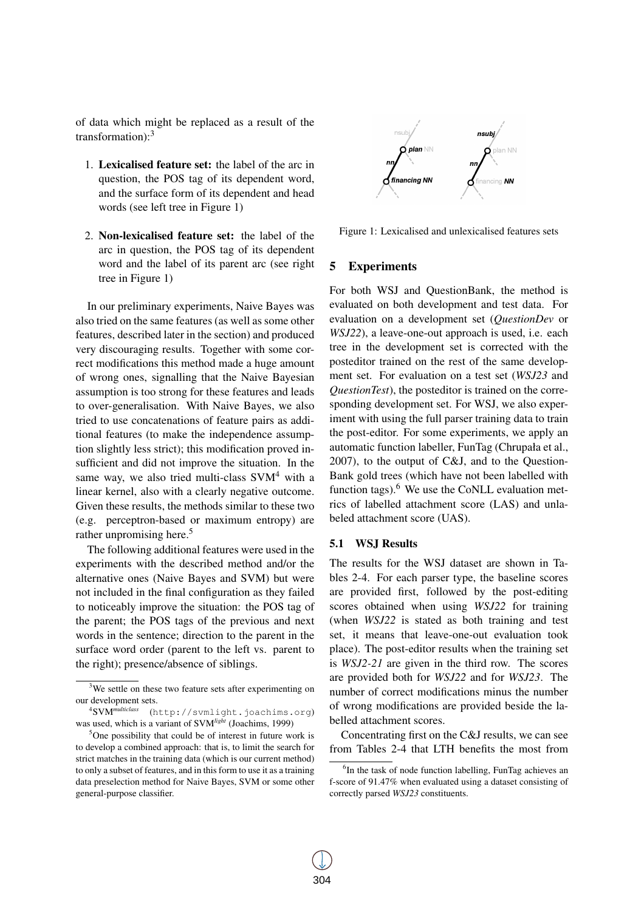of data which might be replaced as a result of the transformation):[3]

1. **Lexicalised feature set:** the label of the arc in question, the POS tag of its dependent word, and the surface form of its dependent and head words (see left tree in Figure 1)

2. **Non-lexicalised feature set:** the label of the arc in question, the POS tag of its dependent word and the label of its parent arc (see right tree in Figure 1)

In our preliminary experiments, Naive Bayes was also tried on the same features (as well as some other features, described later in the section) and produced very discouraging results. Together with some correct modifications this method made a huge amount of wrong ones, signalling that the Naive Bayesian assumption is too strong for these features and leads to over-generalisation. With Naive Bayes, we also tried to use concatenations of feature pairs as additional features (to make the independence assumption slightly less strict); this modification proved insufficient and did not improve the situation. In the same way, we also tried multi-class SVM[4] with a linear kernel, also with a clearly negative outcome. Given these results, the methods similar to these two (e.g. perceptron-based or maximum entropy) are rather unpromising here.[5]

The following additional features were used in the experiments with the described method and/or the alternative ones (Naive Bayes and SVM) but were not included in the final configuration as they failed to noticeably improve the situation: the POS tag of the parent; the POS tags of the previous and next words in the sentence; direction to the parent in the surface word order (parent to the left vs. parent to the right); presence/absence of siblings.

[3] We settle on these two feature sets after experimenting on our development sets.

[4] SVM*multiclass* (http://svmlight.joachims.org) was used, which is a variant of SVM*light* (Joachims, 1999)

[5] One possibility that could be of interest in future work is to develop a combined approach: that is, to limit the search for strict matches in the training data (which is our current method) to only a subset of features, and in this form to use it as a training data preselection method for Naive Bayes, SVM or some other general-purpose classifier.

nsubj
plan NN
nn
financing NN

nsubj
plan NN
nn
financing NN

Figure 1: Lexicalised and unlexicalised features sets

## 5 Experiments

For both WSJ and QuestionBank, the method is evaluated on both development and test data. For evaluation on a development set (*QuestionDev* or *WSJ22*), a leave-one-out approach is used, i.e. each tree in the development set is corrected with the posteditor trained on the rest of the same development set. For evaluation on a test set (*WSJ23* and *QuestionTest*), the posteditor is trained on the corresponding development set. For WSJ, we also experiment with using the full parser training data to train the post-editor. For some experiments, we apply an automatic function labeller, FunTag (Chrupała et al., 2007), to the output of C&J, and to the QuestionBank gold trees (which have not been labelled with function tags).[6] We use the CoNLL evaluation metrics of labelled attachment score (LAS) and unlabeled attachment score (UAS).

### 5.1 WSJ Results

The results for the WSJ dataset are shown in Tables 2-4. For each parser type, the baseline scores are provided first, followed by the post-editing scores obtained when using *WSJ22* for training (when *WSJ22* is stated as both training and test set, it means that leave-one-out evaluation took place). The post-editor results when the training set is *WSJ2-21* are given in the third row. The scores are provided both for *WSJ22* and for *WSJ23*. The number of correct modifications minus the number of wrong modifications are provided beside the labelled attachment scores.

Concentrating first on the C&J results, we can see from Tables 2-4 that LTH benefits the most from

[6] In the task of node function labelling, FunTag achieves an f-score of 91.47% when evaluated using a dataset consisting of correctly parsed *WSJ23* constituents.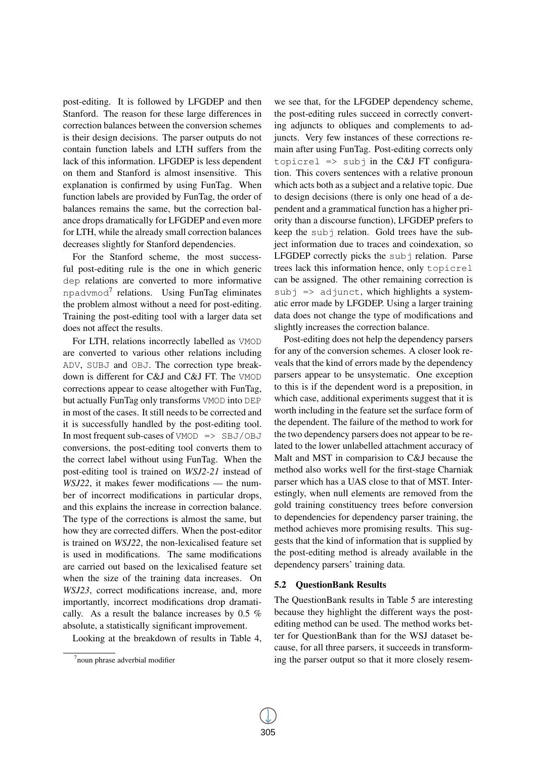post-editing. It is followed by LFGDEP and then Stanford. The reason for these large differences in correction balances between the conversion schemes is their design decisions. The parser outputs do not contain function labels and LTH suffers from the lack of this information. LFGDEP is less dependent on them and Stanford is almost insensitive. This explanation is confirmed by using FunTag. When function labels are provided by FunTag, the order of balances remains the same, but the correction balance drops dramatically for LFGDEP and even more for LTH, while the already small correction balances decreases slightly for Stanford dependencies.

For the Stanford scheme, the most successful post-editing rule is the one in which generic `dep` relations are converted to more informative `npadvmod`[7] relations. Using FunTag eliminates the problem almost without a need for post-editing. Training the post-editing tool with a larger data set does not affect the results.

For LTH, relations incorrectly labelled as `VMOD` are converted to various other relations including `ADV`, `SUBJ` and `OBJ`. The correction type breakdown is different for C&J and C&J FT. The `VMOD` corrections appear to cease altogether with FunTag, but actually FunTag only transforms `VMOD` into `DEP` in most of the cases. It still needs to be corrected and it is successfully handled by the post-editing tool. In most frequent sub-cases of `VMOD => SBJ/OBJ` conversions, the post-editing tool converts them to the correct label without using FunTag. When the post-editing tool is trained on *WSJ2-21* instead of *WSJ22*, it makes fewer modifications — the number of incorrect modifications in particular drops, and this explains the increase in correction balance. The type of the corrections is almost the same, but how they are corrected differs. When the post-editor is trained on *WSJ22*, the non-lexicalised feature set is used in modifications. The same modifications are carried out based on the lexicalised feature set when the size of the training data increases. On *WSJ23*, correct modifications increase, and, more importantly, incorrect modifications drop dramatically. As a result the balance increases by 0.5 % absolute, a statistically significant improvement.

Looking at the breakdown of results in Table 4, we see that, for the LFGDEP dependency scheme, the post-editing rules succeed in correctly converting adjuncts to obliques and complements to adjuncts. Very few instances of these corrections remain after using FunTag. Post-editing corrects only `topicrel => subj` in the C&J FT configuration. This covers sentences with a relative pronoun which acts both as a subject and a relative topic. Due to design decisions (there is only one head of a dependent and a grammatical function has a higher priority than a discourse function), LFGDEP prefers to keep the `subj` relation. Gold trees have the subject information due to traces and coindexation, so LFGDEP correctly picks the `subj` relation. Parse trees lack this information hence, only `topicrel` can be assigned. The other remaining correction is `subj => adjunct`, which highlights a systematic error made by LFGDEP. Using a larger training data does not change the type of modifications and slightly increases the correction balance.

Post-editing does not help the dependency parsers for any of the conversion schemes. A closer look reveals that the kind of errors made by the dependency parsers appear to be unsystematic. One exception to this is if the dependent word is a preposition, in which case, additional experiments suggest that it is worth including in the feature set the surface form of the dependent. The failure of the method to work for the two dependency parsers does not appear to be related to the lower unlabelled attachment accuracy of Malt and MST in comparision to C&J because the method also works well for the first-stage Charniak parser which has a UAS close to that of MST. Interestingly, when null elements are removed from the gold training constituency trees before conversion to dependencies for dependency parser training, the method achieves more promising results. This suggests that the kind of information that is supplied by the post-editing method is already available in the dependency parsers' training data.

### 5.2 QuestionBank Results

The QuestionBank results in Table 5 are interesting because they highlight the different ways the post-editing method can be used. The method works better for QuestionBank than for the WSJ dataset because, for all three parsers, it succeeds in transforming the parser output so that it more closely resem-

[7] noun phrase adverbial modifier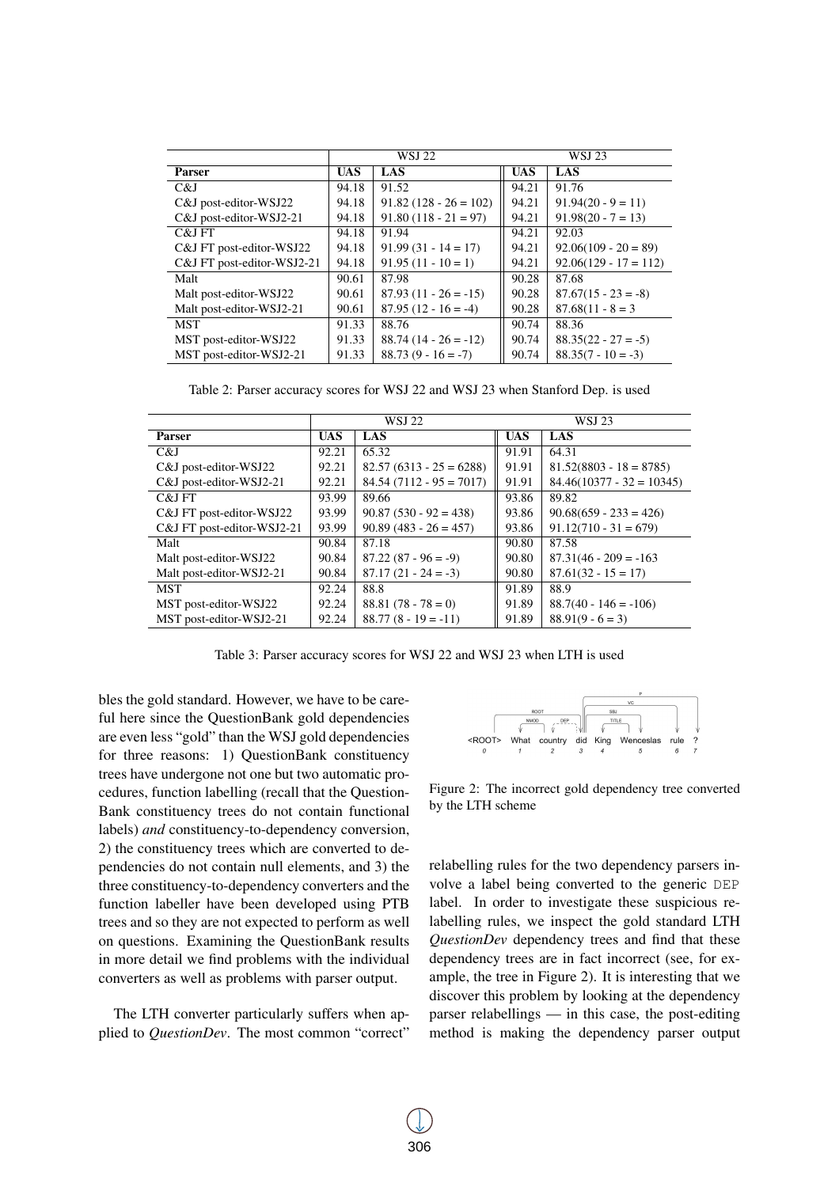| | WSJ 22 | | WSJ 23 | |
|---|---|---|---|---|
| **Parser** | **UAS** | **LAS** | **UAS** | **LAS** |
| C&J | 94.18 | 91.52 | 94.21 | 91.76 |
| C&J post-editor-WSJ22 | 94.18 | 91.82 (128 - 26 = 102) | 94.21 | 91.94(20 - 9 = 11) |
| C&J post-editor-WSJ2-21 | 94.18 | 91.80 (118 - 21 = 97) | 94.21 | 91.98(20 - 7 = 13) |
| C&J FT | 94.18 | 91.94 | 94.21 | 92.03 |
| C&J FT post-editor-WSJ22 | 94.18 | 91.99 (31 - 14 = 17) | 94.21 | 92.06(109 - 20 = 89) |
| C&J FT post-editor-WSJ2-21 | 94.18 | 91.95 (11 - 10 = 1) | 94.21 | 92.06(129 - 17 = 112) |
| Malt | 90.61 | 87.98 | 90.28 | 87.68 |
| Malt post-editor-WSJ22 | 90.61 | 87.93 (11 - 26 = -15) | 90.28 | 87.67(15 - 23 = -8) |
| Malt post-editor-WSJ2-21 | 90.61 | 87.95 (12 - 16 = -4) | 90.28 | 87.68(11 - 8 = 3 |
| MST | 91.33 | 88.76 | 90.74 | 88.36 |
| MST post-editor-WSJ22 | 91.33 | 88.74 (14 - 26 = -12) | 90.74 | 88.35(22 - 27 = -5) |
| MST post-editor-WSJ2-21 | 91.33 | 88.73 (9 - 16 = -7) | 90.74 | 88.35(7 - 10 = -3) |

Table 2: Parser accuracy scores for WSJ 22 and WSJ 23 when Stanford Dep. is used

| | WSJ 22 | | WSJ 23 | |
|---|---|---|---|---|
| **Parser** | **UAS** | **LAS** | **UAS** | **LAS** |
| C&J | 92.21 | 65.32 | 91.91 | 64.31 |
| C&J post-editor-WSJ22 | 92.21 | 82.57 (6313 - 25 = 6288) | 91.91 | 81.52(8803 - 18 = 8785) |
| C&J post-editor-WSJ2-21 | 92.21 | 84.54 (7112 - 95 = 7017) | 91.91 | 84.46(10377 - 32 = 10345) |
| C&J FT | 93.99 | 89.66 | 93.86 | 89.82 |
| C&J FT post-editor-WSJ22 | 93.99 | 90.87 (530 - 92 = 438) | 93.86 | 90.68(659 - 233 = 426) |
| C&J FT post-editor-WSJ2-21 | 93.99 | 90.89 (483 - 26 = 457) | 93.86 | 91.12(710 - 31 = 679) |
| Malt | 90.84 | 87.18 | 90.80 | 87.58 |
| Malt post-editor-WSJ22 | 90.84 | 87.22 (87 - 96 = -9) | 90.80 | 87.31(46 - 209 = -163 |
| Malt post-editor-WSJ2-21 | 90.84 | 87.17 (21 - 24 = -3) | 90.80 | 87.61(32 - 15 = 17) |
| MST | 92.24 | 88.8 | 91.89 | 88.9 |
| MST post-editor-WSJ22 | 92.24 | 88.81 (78 - 78 = 0) | 91.89 | 88.7(40 - 146 = -106) |
| MST post-editor-WSJ2-21 | 92.24 | 88.77 (8 - 19 = -11) | 91.89 | 88.91(9 - 6 = 3) |

Table 3: Parser accuracy scores for WSJ 22 and WSJ 23 when LTH is used

bles the gold standard. However, we have to be careful here since the QuestionBank gold dependencies are even less "gold" than the WSJ gold dependencies for three reasons: 1) QuestionBank constituency trees have undergone not one but two automatic procedures, function labelling (recall that the QuestionBank constituency trees do not contain functional labels) *and* constituency-to-dependency conversion, 2) the constituency trees which are converted to dependencies do not contain null elements, and 3) the three constituency-to-dependency converters and the function labeller have been developed using PTB trees and so they are not expected to perform as well on questions. Examining the QuestionBank results in more detail we find problems with the individual converters as well as problems with parser output.

The LTH converter particularly suffers when applied to *QuestionDev*. The most common "correct" relabelling rules for the two dependency parsers involve a label being converted to the generic DEP label. In order to investigate these suspicious relabelling rules, we inspect the gold standard LTH *QuestionDev* dependency trees and find that these dependency trees are in fact incorrect (see, for example, the tree in Figure 2). It is interesting that we discover this problem by looking at the dependency parser relabellings — in this case, the post-editing method is making the dependency parser output

P
VC
ROOT
SBJ
NMOD
DEP
TITLE
<ROOT> What country did King Wenceslas rule ?
0 1 2 3 4 5 6 7

Figure 2: The incorrect gold dependency tree converted by the LTH scheme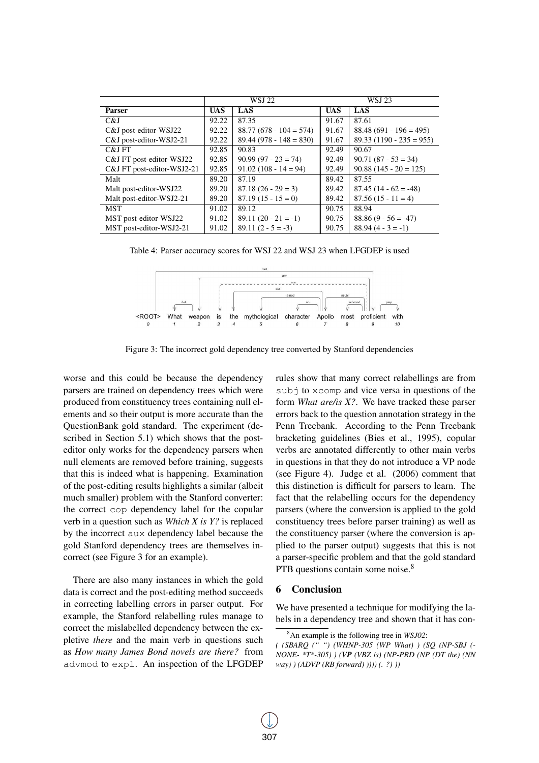| | WSJ 22 | | WSJ 23 | |
|---|---|---|---|---|
| **Parser** | **UAS** | **LAS** | **UAS** | **LAS** |
| C&J | 92.22 | 87.35 | 91.67 | 87.61 |
| C&J post-editor-WSJ22 | 92.22 | 88.77 (678 - 104 = 574) | 91.67 | 88.48 (691 - 196 = 495) |
| C&J post-editor-WSJ2-21 | 92.22 | 89.44 (978 - 148 = 830) | 91.67 | 89.33 (1190 - 235 = 955) |
| C&J FT | 92.85 | 90.83 | 92.49 | 90.67 |
| C&J FT post-editor-WSJ22 | 92.85 | 90.99 (97 - 23 = 74) | 92.49 | 90.71 (87 - 53 = 34) |
| C&J FT post-editor-WSJ2-21 | 92.85 | 91.02 (108 - 14 = 94) | 92.49 | 90.88 (145 - 20 = 125) |
| Malt | 89.20 | 87.19 | 89.42 | 87.55 |
| Malt post-editor-WSJ22 | 89.20 | 87.18 (26 - 29 = 3) | 89.42 | 87.45 (14 - 62 = -48) |
| Malt post-editor-WSJ2-21 | 89.20 | 87.19 (15 - 15 = 0) | 89.42 | 87.56 (15 - 11 = 4) |
| MST | 91.02 | 89.12 | 90.75 | 88.94 |
| MST post-editor-WSJ22 | 91.02 | 89.11 (20 - 21 = -1) | 90.75 | 88.86 (9 - 56 = -47) |
| MST post-editor-WSJ2-21 | 91.02 | 89.11 (2 - 5 = -3) | 90.75 | 88.94 (4 - 3 = -1) |

Table 4: Parser accuracy scores for WSJ 22 and WSJ 23 when LFGDEP is used

root
attr
aux
det
amod
nsubj
det
nn
advmod
prep
<ROOT> What weapon is the mythological character Apollo most proficient with
0 1 2 3 4 5 6 7 8 9 10

Figure 3: The incorrect gold dependency tree converted by Stanford dependencies

worse and this could be because the dependency parsers are trained on dependency trees which were produced from constituency trees containing null elements and so their output is more accurate than the QuestionBank gold standard. The experiment (described in Section 5.1) which shows that the post-editor only works for the dependency parsers when null elements are removed before training, suggests that this is indeed what is happening. Examination of the post-editing results highlights a similar (albeit much smaller) problem with the Stanford converter: the correct `cop` dependency label for the copular verb in a question such as *Which X is Y?* is replaced by the incorrect `aux` dependency label because the gold Stanford dependency trees are themselves incorrect (see Figure 3 for an example).

There are also many instances in which the gold data is correct and the post-editing method succeeds in correcting labelling errors in parser output. For example, the Stanford relabelling rules manage to correct the mislabelled dependency between the expletive *there* and the main verb in questions such as *How many James Bond novels are there?* from `advmod` to `expl`. An inspection of the LFGDEP rules show that many correct relabellings are from `subj` to `xcomp` and vice versa in questions of the form *What are/is X?*. We have tracked these parser errors back to the question annotation strategy in the Penn Treebank. According to the Penn Treebank bracketing guidelines (Bies et al., 1995), copular verbs are annotated differently to other main verbs in questions in that they do not introduce a VP node (see Figure 4). Judge et al. (2006) comment that this distinction is difficult for parsers to learn. The fact that the relabelling occurs for the dependency parsers (where the conversion is applied to the gold constituency trees before parser training) as well as the constituency parser (where the conversion is applied to the parser output) suggests that this is not a parser-specific problem and that the gold standard PTB questions contain some noise.[8]

## 6 Conclusion

We have presented a technique for modifying the labels in a dependency tree and shown that it has con-

[8]An example is the following tree in *WSJ02*:
*( (SBARQ (" ") (WHNP-305 (WP What) ) (SQ (NP-SBJ (-NONE- \*T\*-305) ) (**VP** (VBZ is) (NP-PRD (NP (DT the) (NN way) ) (ADVP (RB forward) )))) (. ?) ))*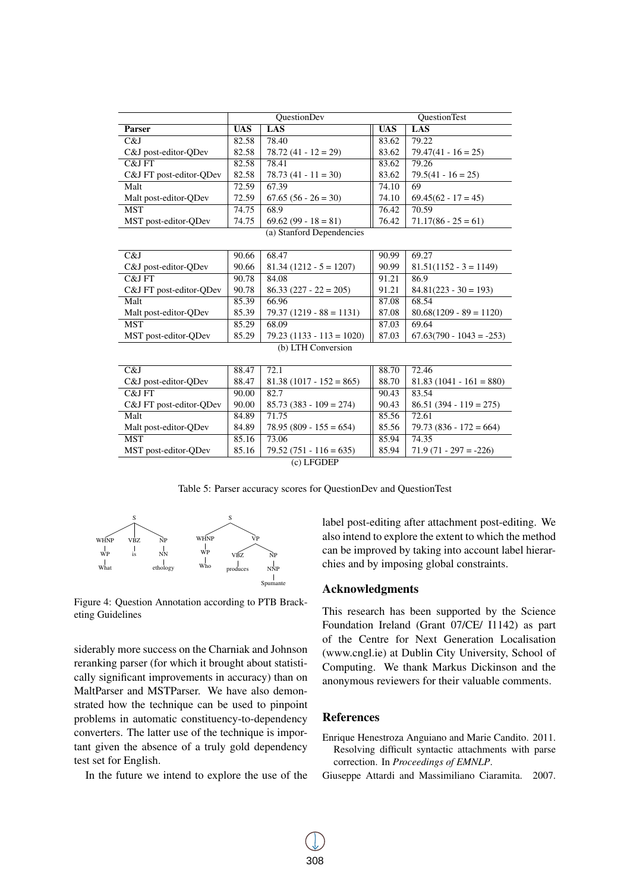| | QuestionDev | | QuestionTest | |
|---|---|---|---|---|
| **Parser** | **UAS** | **LAS** | **UAS** | **LAS** |
| C&J | 82.58 | 78.40 | 83.62 | 79.22 |
| C&J post-editor-QDev | 82.58 | 78.72 (41 - 12 = 29) | 83.62 | 79.47(41 - 16 = 25) |
| C&J FT | 82.58 | 78.41 | 83.62 | 79.26 |
| C&J FT post-editor-QDev | 82.58 | 78.73 (41 - 11 = 30) | 83.62 | 79.5(41 - 16 = 25) |
| Malt | 72.59 | 67.39 | 74.10 | 69 |
| Malt post-editor-QDev | 72.59 | 67.65 (56 - 26 = 30) | 74.10 | 69.45(62 - 17 = 45) |
| MST | 74.75 | 68.9 | 76.42 | 70.59 |
| MST post-editor-QDev | 74.75 | 69.62 (99 - 18 = 81) | 76.42 | 71.17(86 - 25 = 61) |

(a) Stanford Dependencies

| | QuestionDev | | QuestionTest | |
|---|---|---|---|---|
| **Parser** | **UAS** | **LAS** | **UAS** | **LAS** |
| C&J | 90.66 | 68.47 | 90.99 | 69.27 |
| C&J post-editor-QDev | 90.66 | 81.34 (1212 - 5 = 1207) | 90.99 | 81.51(1152 - 3 = 1149) |
| C&J FT | 90.78 | 84.08 | 91.21 | 86.9 |
| C&J FT post-editor-QDev | 90.78 | 86.33 (227 - 22 = 205) | 91.21 | 84.81(223 - 30 = 193) |
| Malt | 85.39 | 66.96 | 87.08 | 68.54 |
| Malt post-editor-QDev | 85.39 | 79.37 (1219 - 88 = 1131) | 87.08 | 80.68(1209 - 89 = 1120) |
| MST | 85.29 | 68.09 | 87.03 | 69.64 |
| MST post-editor-QDev | 85.29 | 79.23 (1133 - 113 = 1020) | 87.03 | 67.63(790 - 1043 = -253) |

(b) LTH Conversion

| | QuestionDev | | QuestionTest | |
|---|---|---|---|---|
| **Parser** | **UAS** | **LAS** | **UAS** | **LAS** |
| C&J | 88.47 | 72.1 | 88.70 | 72.46 |
| C&J post-editor-QDev | 88.47 | 81.38 (1017 - 152 = 865) | 88.70 | 81.83 (1041 - 161 = 880) |
| C&J FT | 90.00 | 82.7 | 90.43 | 83.54 |
| C&J FT post-editor-QDev | 90.00 | 85.73 (383 - 109 = 274) | 90.43 | 86.51 (394 - 119 = 275) |
| Malt | 84.89 | 71.75 | 85.56 | 72.61 |
| Malt post-editor-QDev | 84.89 | 78.95 (809 - 155 = 654) | 85.56 | 79.73 (836 - 172 = 664) |
| MST | 85.16 | 73.06 | 85.94 | 74.35 |
| MST post-editor-QDev | 85.16 | 79.52 (751 - 116 = 635) | 85.94 | 71.9 (71 - 297 = -226) |

(c) LFGDEP

Table 5: Parser accuracy scores for QuestionDev and QuestionTest

S WHNP VBZ NP WP is NN What ethology

S WHNP VP WP VBZ NP Who produces NNP Spumante

Figure 4: Question Annotation according to PTB Bracketing Guidelines

siderably more success on the Charniak and Johnson reranking parser (for which it brought about statistically significant improvements in accuracy) than on MaltParser and MSTParser. We have also demonstrated how the technique can be used to pinpoint problems in automatic constituency-to-dependency converters. The latter use of the technique is important given the absence of a truly gold dependency test set for English.

In the future we intend to explore the use of the label post-editing after attachment post-editing. We also intend to explore the extent to which the method can be improved by taking into account label hierarchies and by imposing global constraints.

## Acknowledgments

This research has been supported by the Science Foundation Ireland (Grant 07/CE/ I1142) as part of the Centre for Next Generation Localisation (www.cngl.ie) at Dublin City University, School of Computing. We thank Markus Dickinson and the anonymous reviewers for their valuable comments.

## References

Enrique Henestroza Anguiano and Marie Candito. 2011. Resolving difficult syntactic attachments with parse correction. In *Proceedings of EMNLP*.

Giuseppe Attardi and Massimiliano Ciaramita. 2007.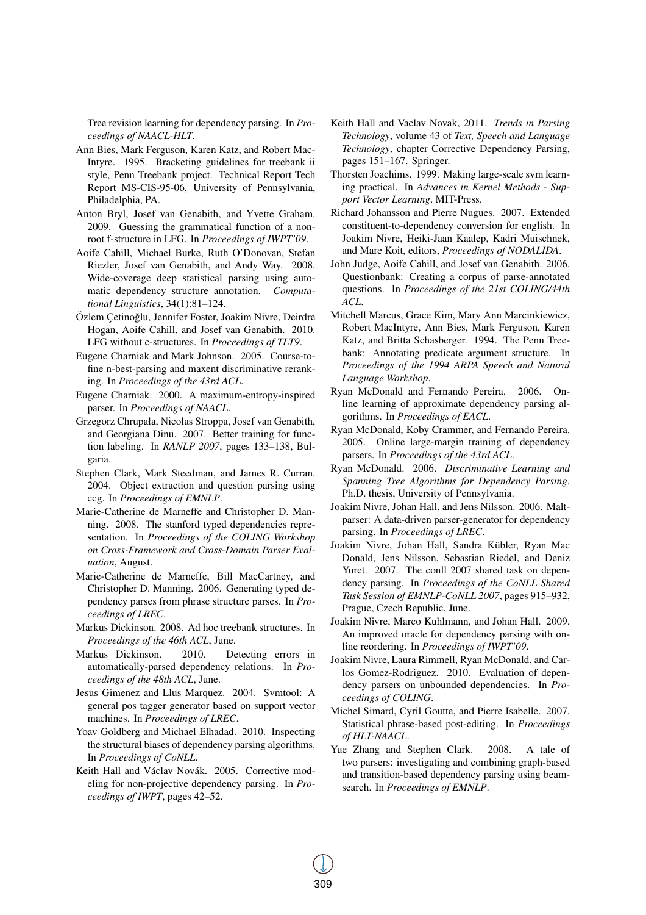Tree revision learning for dependency parsing. In *Proceedings of NAACL-HLT*.

Ann Bies, Mark Ferguson, Karen Katz, and Robert MacIntyre. 1995. Bracketing guidelines for treebank ii style, Penn Treebank project. Technical Report Tech Report MS-CIS-95-06, University of Pennsylvania, Philadelphia, PA.

Anton Bryl, Josef van Genabith, and Yvette Graham. 2009. Guessing the grammatical function of a non-root f-structure in LFG. In *Proceedings of IWPT'09*.

Aoife Cahill, Michael Burke, Ruth O'Donovan, Stefan Riezler, Josef van Genabith, and Andy Way. 2008. Wide-coverage deep statistical parsing using automatic dependency structure annotation. *Computational Linguistics*, 34(1):81–124.

Özlem Çetinoğlu, Jennifer Foster, Joakim Nivre, Deirdre Hogan, Aoife Cahill, and Josef van Genabith. 2010. LFG without c-structures. In *Proceedings of TLT9*.

Eugene Charniak and Mark Johnson. 2005. Course-to-fine n-best-parsing and maxent discriminative reranking. In *Proceedings of the 43rd ACL*.

Eugene Charniak. 2000. A maximum-entropy-inspired parser. In *Proceedings of NAACL*.

Grzegorz Chrupała, Nicolas Stroppa, Josef van Genabith, and Georgiana Dinu. 2007. Better training for function labeling. In *RANLP 2007*, pages 133–138, Bulgaria.

Stephen Clark, Mark Steedman, and James R. Curran. 2004. Object extraction and question parsing using ccg. In *Proceedings of EMNLP*.

Marie-Catherine de Marneffe and Christopher D. Manning. 2008. The stanford typed dependencies representation. In *Proceedings of the COLING Workshop on Cross-Framework and Cross-Domain Parser Evaluation*, August.

Marie-Catherine de Marneffe, Bill MacCartney, and Christopher D. Manning. 2006. Generating typed dependency parses from phrase structure parses. In *Proceedings of LREC*.

Markus Dickinson. 2008. Ad hoc treebank structures. In *Proceedings of the 46th ACL*, June.

Markus Dickinson. 2010. Detecting errors in automatically-parsed dependency relations. In *Proceedings of the 48th ACL*, June.

Jesus Gimenez and Llus Marquez. 2004. Svmtool: A general pos tagger generator based on support vector machines. In *Proceedings of LREC*.

Yoav Goldberg and Michael Elhadad. 2010. Inspecting the structural biases of dependency parsing algorithms. In *Proceedings of CoNLL*.

Keith Hall and Václav Novák. 2005. Corrective modeling for non-projective dependency parsing. In *Proceedings of IWPT*, pages 42–52.

Keith Hall and Vaclav Novak, 2011. *Trends in Parsing Technology*, volume 43 of *Text, Speech and Language Technology*, chapter Corrective Dependency Parsing, pages 151–167. Springer.

Thorsten Joachims. 1999. Making large-scale svm learning practical. In *Advances in Kernel Methods - Support Vector Learning*. MIT-Press.

Richard Johansson and Pierre Nugues. 2007. Extended constituent-to-dependency conversion for english. In Joakim Nivre, Heiki-Jaan Kaalep, Kadri Muischnek, and Mare Koit, editors, *Proceedings of NODALIDA*.

John Judge, Aoife Cahill, and Josef van Genabith. 2006. Questionbank: Creating a corpus of parse-annotated questions. In *Proceedings of the 21st COLING/44th ACL*.

Mitchell Marcus, Grace Kim, Mary Ann Marcinkiewicz, Robert MacIntyre, Ann Bies, Mark Ferguson, Karen Katz, and Britta Schasberger. 1994. The Penn Treebank: Annotating predicate argument structure. In *Proceedings of the 1994 ARPA Speech and Natural Language Workshop*.

Ryan McDonald and Fernando Pereira. 2006. Online learning of approximate dependency parsing algorithms. In *Proceedings of EACL*.

Ryan McDonald, Koby Crammer, and Fernando Pereira. 2005. Online large-margin training of dependency parsers. In *Proceedings of the 43rd ACL*.

Ryan McDonald. 2006. *Discriminative Learning and Spanning Tree Algorithms for Dependency Parsing*. Ph.D. thesis, University of Pennsylvania.

Joakim Nivre, Johan Hall, and Jens Nilsson. 2006. Maltparser: A data-driven parser-generator for dependency parsing. In *Proceedings of LREC*.

Joakim Nivre, Johan Hall, Sandra Kübler, Ryan Mac Donald, Jens Nilsson, Sebastian Riedel, and Deniz Yuret. 2007. The conll 2007 shared task on dependency parsing. In *Proceedings of the CoNLL Shared Task Session of EMNLP-CoNLL 2007*, pages 915–932, Prague, Czech Republic, June.

Joakim Nivre, Marco Kuhlmann, and Johan Hall. 2009. An improved oracle for dependency parsing with online reordering. In *Proceedings of IWPT'09*.

Joakim Nivre, Laura Rimmell, Ryan McDonald, and Carlos Gomez-Rodriguez. 2010. Evaluation of dependency parsers on unbounded dependencies. In *Proceedings of COLING*.

Michel Simard, Cyril Goutte, and Pierre Isabelle. 2007. Statistical phrase-based post-editing. In *Proceedings of HLT-NAACL*.

Yue Zhang and Stephen Clark. 2008. A tale of two parsers: investigating and combining graph-based and transition-based dependency parsing using beam-search. In *Proceedings of EMNLP*.